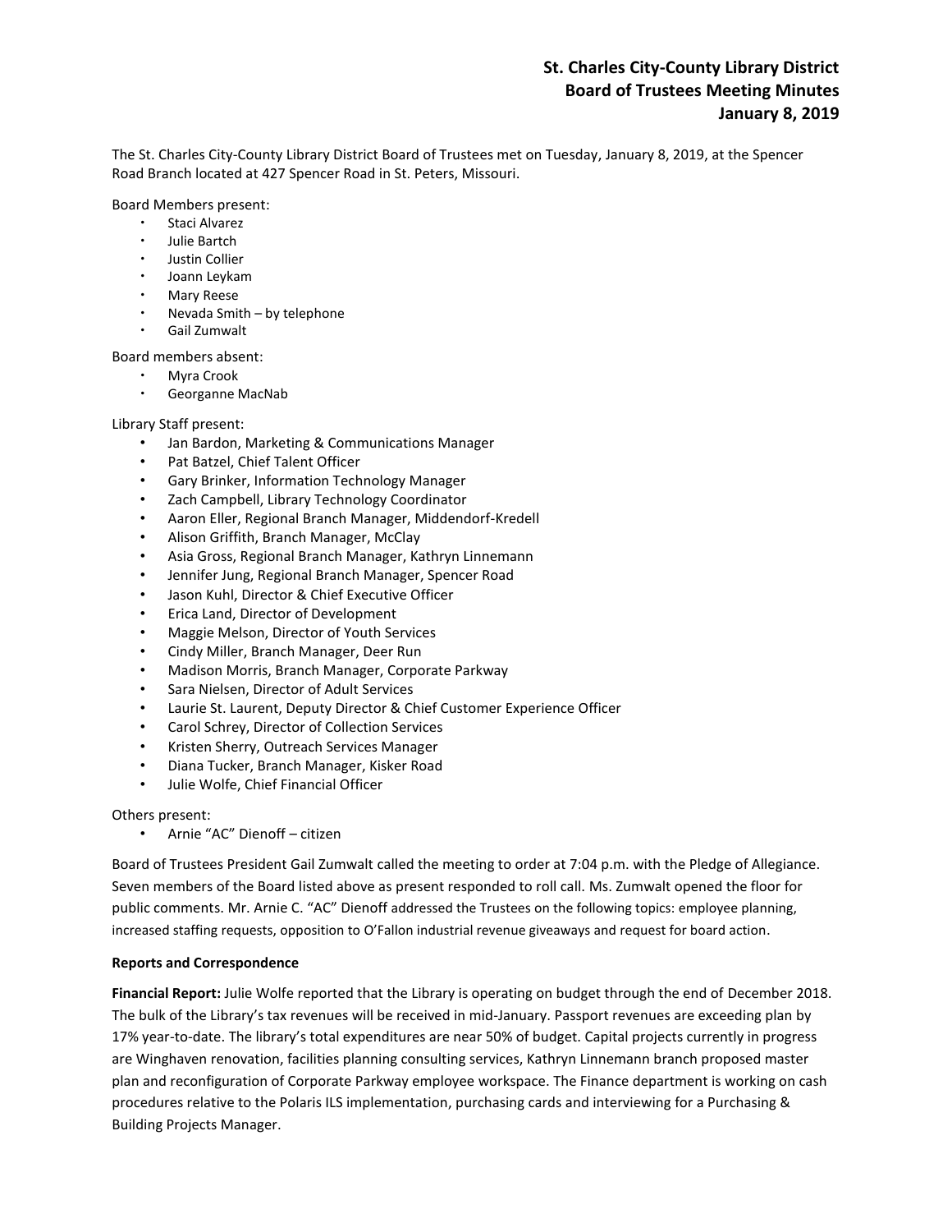# St. Charles City-County Library District
## Board of Trustees Meeting Minutes
## January 8, 2019

The St. Charles City-County Library District Board of Trustees met on Tuesday, January 8, 2019, at the Spencer Road Branch located at 427 Spencer Road in St. Peters, Missouri.

Board Members present:

- Staci Alvarez
- Julie Bartch
- Justin Collier
- Joann Leykam
- Mary Reese
- Nevada Smith – by telephone
- Gail Zumwalt

Board members absent:

- Myra Crook
- Georganne MacNab

Library Staff present:

- Jan Bardon, Marketing & Communications Manager
- Pat Batzel, Chief Talent Officer
- Gary Brinker, Information Technology Manager
- Zach Campbell, Library Technology Coordinator
- Aaron Eller, Regional Branch Manager, Middendorf-Kredell
- Alison Griffith, Branch Manager, McClay
- Asia Gross, Regional Branch Manager, Kathryn Linnemann
- Jennifer Jung, Regional Branch Manager, Spencer Road
- Jason Kuhl, Director & Chief Executive Officer
- Erica Land, Director of Development
- Maggie Melson, Director of Youth Services
- Cindy Miller, Branch Manager, Deer Run
- Madison Morris, Branch Manager, Corporate Parkway
- Sara Nielsen, Director of Adult Services
- Laurie St. Laurent, Deputy Director & Chief Customer Experience Officer
- Carol Schrey, Director of Collection Services
- Kristen Sherry, Outreach Services Manager
- Diana Tucker, Branch Manager, Kisker Road
- Julie Wolfe, Chief Financial Officer

Others present:

- Arnie "AC" Dienoff – citizen

Board of Trustees President Gail Zumwalt called the meeting to order at 7:04 p.m. with the Pledge of Allegiance. Seven members of the Board listed above as present responded to roll call. Ms. Zumwalt opened the floor for public comments. Mr. Arnie C. "AC" Dienoff addressed the Trustees on the following topics: employee planning, increased staffing requests, opposition to O'Fallon industrial revenue giveaways and request for board action.

**Reports and Correspondence**

**Financial Report:** Julie Wolfe reported that the Library is operating on budget through the end of December 2018. The bulk of the Library's tax revenues will be received in mid-January. Passport revenues are exceeding plan by 17% year-to-date. The library's total expenditures are near 50% of budget. Capital projects currently in progress are Winghaven renovation, facilities planning consulting services, Kathryn Linnemann branch proposed master plan and reconfiguration of Corporate Parkway employee workspace. The Finance department is working on cash procedures relative to the Polaris ILS implementation, purchasing cards and interviewing for a Purchasing & Building Projects Manager.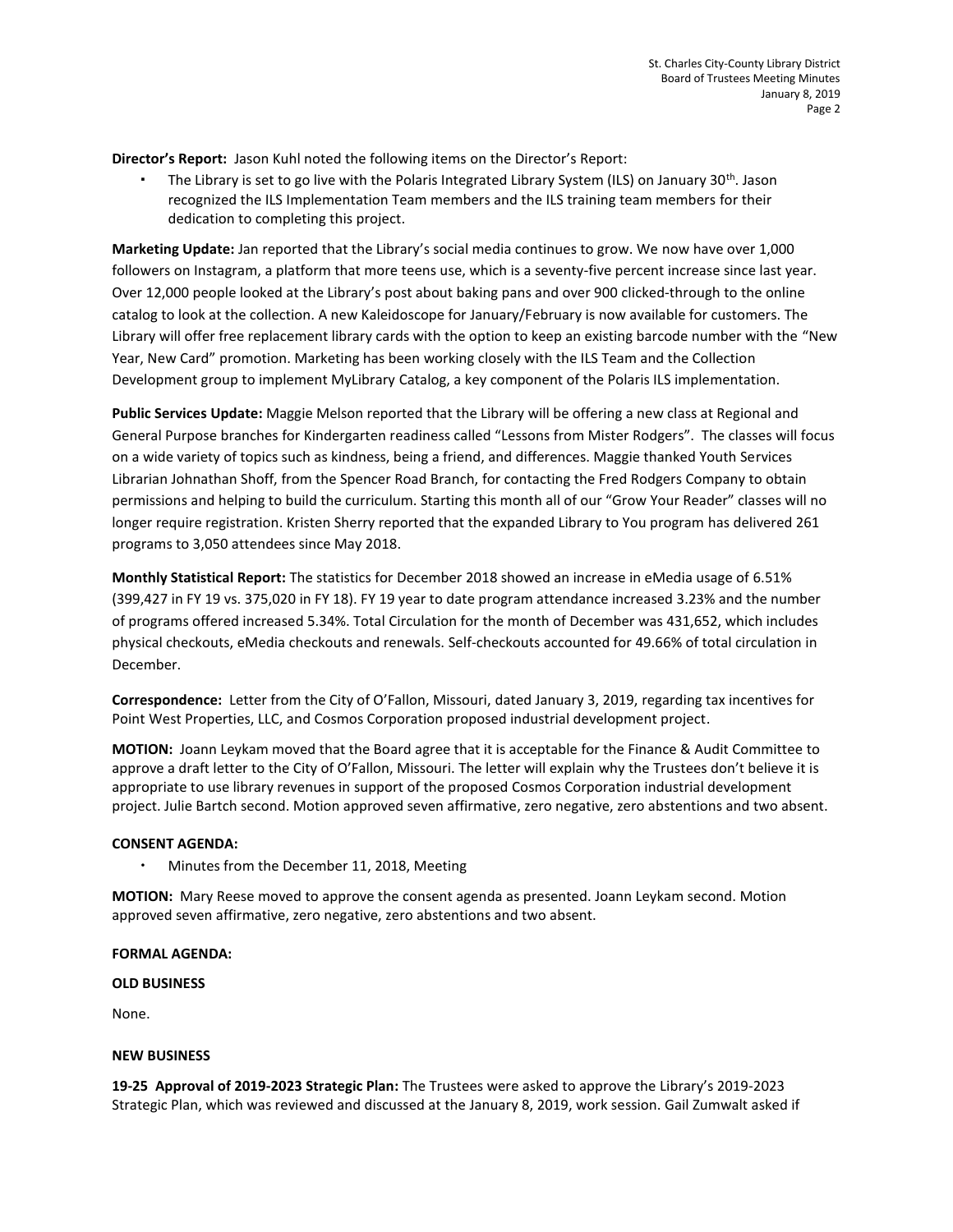**Director's Report:** Jason Kuhl noted the following items on the Director's Report:

- The Library is set to go live with the Polaris Integrated Library System (ILS) on January 30th. Jason recognized the ILS Implementation Team members and the ILS training team members for their dedication to completing this project.

**Marketing Update:** Jan reported that the Library's social media continues to grow. We now have over 1,000 followers on Instagram, a platform that more teens use, which is a seventy-five percent increase since last year. Over 12,000 people looked at the Library's post about baking pans and over 900 clicked-through to the online catalog to look at the collection. A new Kaleidoscope for January/February is now available for customers. The Library will offer free replacement library cards with the option to keep an existing barcode number with the "New Year, New Card" promotion. Marketing has been working closely with the ILS Team and the Collection Development group to implement MyLibrary Catalog, a key component of the Polaris ILS implementation.

**Public Services Update:** Maggie Melson reported that the Library will be offering a new class at Regional and General Purpose branches for Kindergarten readiness called "Lessons from Mister Rodgers". The classes will focus on a wide variety of topics such as kindness, being a friend, and differences. Maggie thanked Youth Services Librarian Johnathan Shoff, from the Spencer Road Branch, for contacting the Fred Rodgers Company to obtain permissions and helping to build the curriculum. Starting this month all of our "Grow Your Reader" classes will no longer require registration. Kristen Sherry reported that the expanded Library to You program has delivered 261 programs to 3,050 attendees since May 2018.

**Monthly Statistical Report:** The statistics for December 2018 showed an increase in eMedia usage of 6.51% (399,427 in FY 19 vs. 375,020 in FY 18). FY 19 year to date program attendance increased 3.23% and the number of programs offered increased 5.34%. Total Circulation for the month of December was 431,652, which includes physical checkouts, eMedia checkouts and renewals. Self-checkouts accounted for 49.66% of total circulation in December.

**Correspondence:** Letter from the City of O'Fallon, Missouri, dated January 3, 2019, regarding tax incentives for Point West Properties, LLC, and Cosmos Corporation proposed industrial development project.

**MOTION:** Joann Leykam moved that the Board agree that it is acceptable for the Finance & Audit Committee to approve a draft letter to the City of O'Fallon, Missouri. The letter will explain why the Trustees don't believe it is appropriate to use library revenues in support of the proposed Cosmos Corporation industrial development project. Julie Bartch second. Motion approved seven affirmative, zero negative, zero abstentions and two absent.

**CONSENT AGENDA:**

- Minutes from the December 11, 2018, Meeting

**MOTION:** Mary Reese moved to approve the consent agenda as presented. Joann Leykam second. Motion approved seven affirmative, zero negative, zero abstentions and two absent.

**FORMAL AGENDA:**

**OLD BUSINESS**

None.

**NEW BUSINESS**

**19-25 Approval of 2019-2023 Strategic Plan:** The Trustees were asked to approve the Library's 2019-2023 Strategic Plan, which was reviewed and discussed at the January 8, 2019, work session. Gail Zumwalt asked if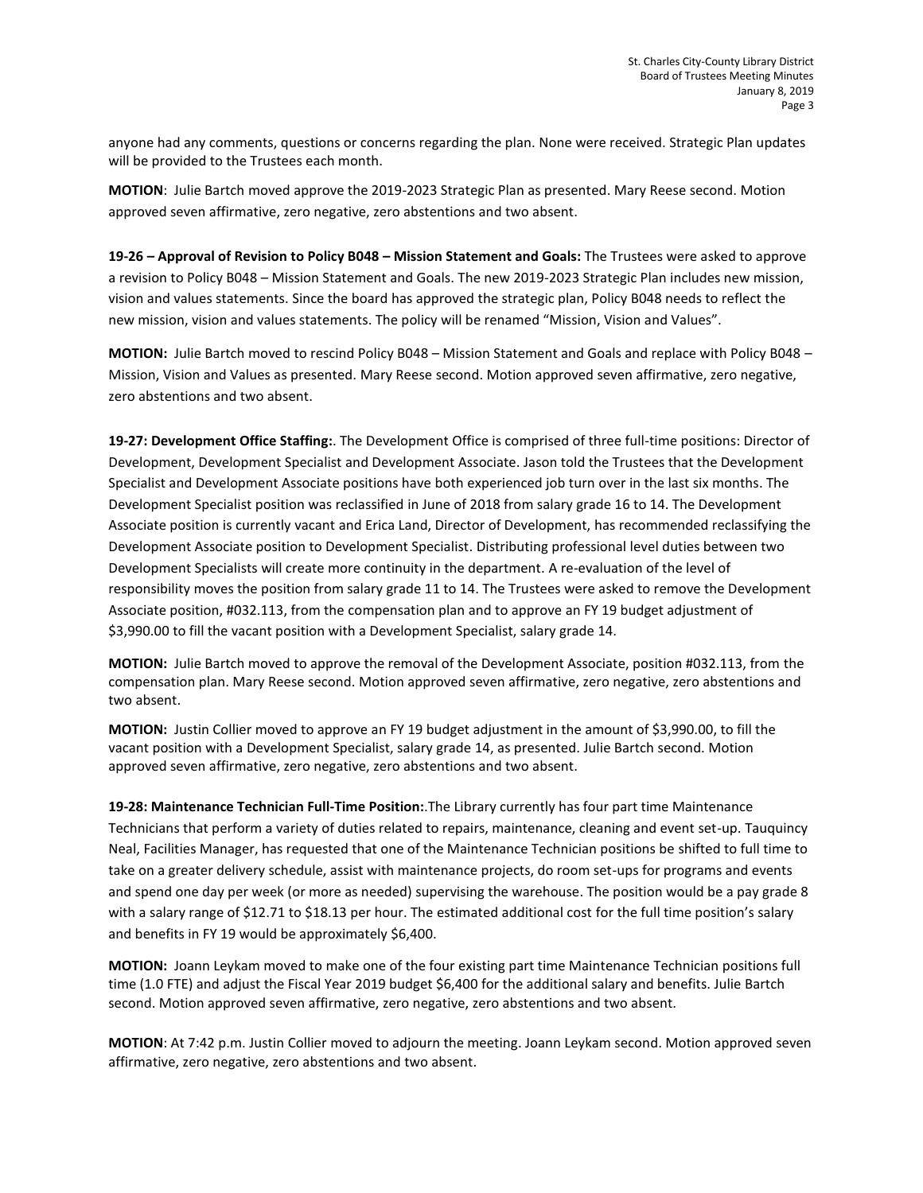anyone had any comments, questions or concerns regarding the plan. None were received. Strategic Plan updates will be provided to the Trustees each month.

**MOTION**: Julie Bartch moved approve the 2019-2023 Strategic Plan as presented. Mary Reese second. Motion approved seven affirmative, zero negative, zero abstentions and two absent.

**19-26 – Approval of Revision to Policy B048 – Mission Statement and Goals:** The Trustees were asked to approve a revision to Policy B048 – Mission Statement and Goals. The new 2019-2023 Strategic Plan includes new mission, vision and values statements. Since the board has approved the strategic plan, Policy B048 needs to reflect the new mission, vision and values statements. The policy will be renamed "Mission, Vision and Values".

**MOTION:** Julie Bartch moved to rescind Policy B048 – Mission Statement and Goals and replace with Policy B048 – Mission, Vision and Values as presented. Mary Reese second. Motion approved seven affirmative, zero negative, zero abstentions and two absent.

**19-27: Development Office Staffing:**. The Development Office is comprised of three full-time positions: Director of Development, Development Specialist and Development Associate. Jason told the Trustees that the Development Specialist and Development Associate positions have both experienced job turn over in the last six months. The Development Specialist position was reclassified in June of 2018 from salary grade 16 to 14. The Development Associate position is currently vacant and Erica Land, Director of Development, has recommended reclassifying the Development Associate position to Development Specialist. Distributing professional level duties between two Development Specialists will create more continuity in the department. A re-evaluation of the level of responsibility moves the position from salary grade 11 to 14. The Trustees were asked to remove the Development Associate position, #032.113, from the compensation plan and to approve an FY 19 budget adjustment of $3,990.00 to fill the vacant position with a Development Specialist, salary grade 14.

**MOTION:** Julie Bartch moved to approve the removal of the Development Associate, position #032.113, from the compensation plan. Mary Reese second. Motion approved seven affirmative, zero negative, zero abstentions and two absent.

**MOTION:** Justin Collier moved to approve an FY 19 budget adjustment in the amount of $3,990.00, to fill the vacant position with a Development Specialist, salary grade 14, as presented. Julie Bartch second. Motion approved seven affirmative, zero negative, zero abstentions and two absent.

**19-28: Maintenance Technician Full-Time Position:**.The Library currently has four part time Maintenance Technicians that perform a variety of duties related to repairs, maintenance, cleaning and event set-up. Tauquincy Neal, Facilities Manager, has requested that one of the Maintenance Technician positions be shifted to full time to take on a greater delivery schedule, assist with maintenance projects, do room set-ups for programs and events and spend one day per week (or more as needed) supervising the warehouse. The position would be a pay grade 8 with a salary range of $12.71 to $18.13 per hour. The estimated additional cost for the full time position's salary and benefits in FY 19 would be approximately $6,400.

**MOTION:** Joann Leykam moved to make one of the four existing part time Maintenance Technician positions full time (1.0 FTE) and adjust the Fiscal Year 2019 budget $6,400 for the additional salary and benefits. Julie Bartch second. Motion approved seven affirmative, zero negative, zero abstentions and two absent.

**MOTION**: At 7:42 p.m. Justin Collier moved to adjourn the meeting. Joann Leykam second. Motion approved seven affirmative, zero negative, zero abstentions and two absent.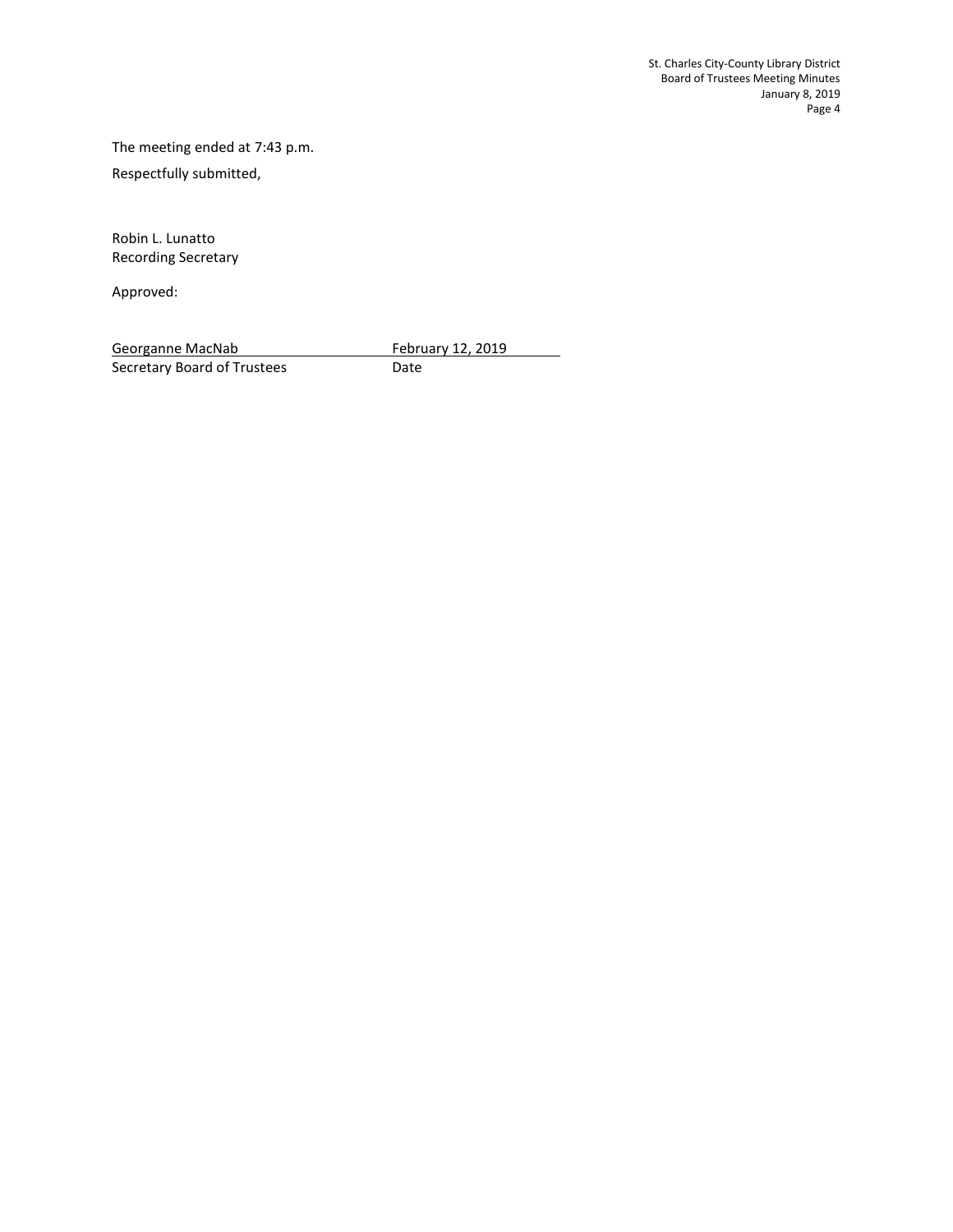The meeting ended at 7:43 p.m.

Respectfully submitted,

Robin L. Lunatto
Recording Secretary

Approved:

| | |
|---|---|
| Georganne MacNab | February 12, 2019 |
| Secretary Board of Trustees | Date |